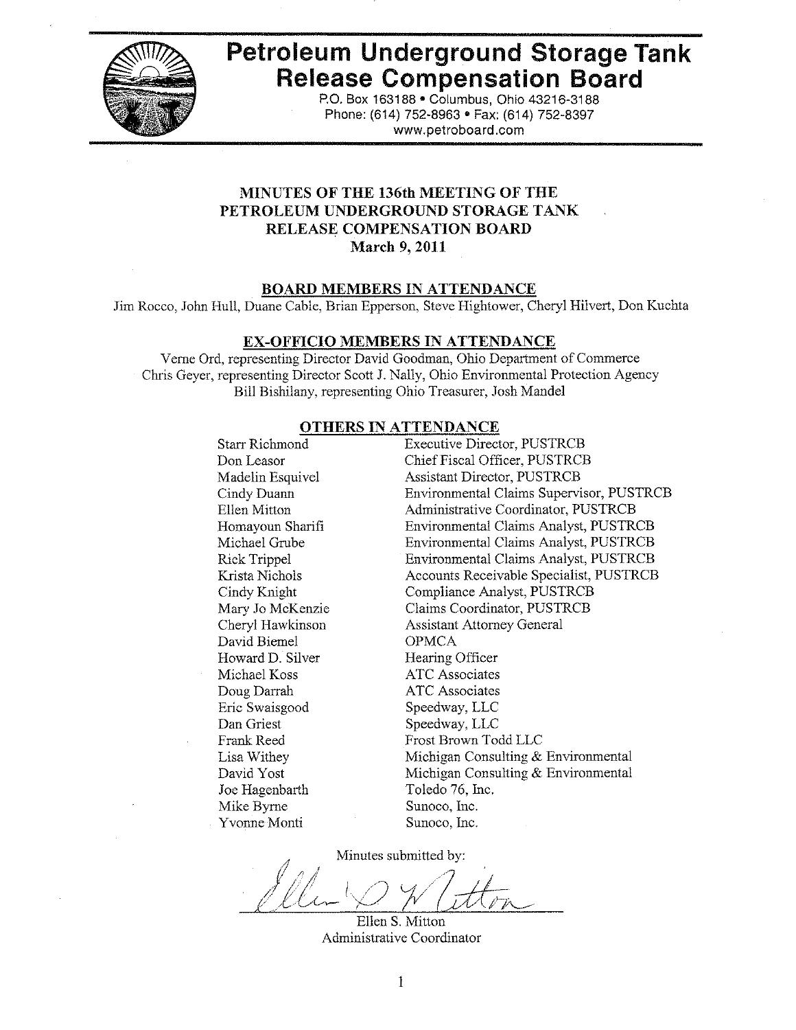# Petroleum Underground Storage Tank Release Compensation Board

P.O. Box 163188 • Columbus, Ohio 43216-3188
Phone: (614) 752-8963 • Fax: (614) 752-8397
www.petroboard.com

## MINUTES OF THE 136th MEETING OF THE PETROLEUM UNDERGROUND STORAGE TANK RELEASE COMPENSATION BOARD
**March 9, 2011**

### BOARD MEMBERS IN ATTENDANCE

Jim Rocco, John Hull, Duane Cable, Brian Epperson, Steve Hightower, Cheryl Hilvert, Don Kuchta

### EX-OFFICIO MEMBERS IN ATTENDANCE

Verne Ord, representing Director David Goodman, Ohio Department of Commerce
Chris Geyer, representing Director Scott J. Nally, Ohio Environmental Protection Agency
Bill Bishilany, representing Ohio Treasurer, Josh Mandel

### OTHERS IN ATTENDANCE

| | |
|---|---|
| Starr Richmond | Executive Director, PUSTRCB |
| Don Leasor | Chief Fiscal Officer, PUSTRCB |
| Madelin Esquivel | Assistant Director, PUSTRCB |
| Cindy Duann | Environmental Claims Supervisor, PUSTRCB |
| Ellen Mitton | Administrative Coordinator, PUSTRCB |
| Homayoun Sharifi | Environmental Claims Analyst, PUSTRCB |
| Michael Grube | Environmental Claims Analyst, PUSTRCB |
| Rick Trippel | Environmental Claims Analyst, PUSTRCB |
| Krista Nichols | Accounts Receivable Specialist, PUSTRCB |
| Cindy Knight | Compliance Analyst, PUSTRCB |
| Mary Jo McKenzie | Claims Coordinator, PUSTRCB |
| Cheryl Hawkinson | Assistant Attorney General |
| David Biemel | OPMCA |
| Howard D. Silver | Hearing Officer |
| Michael Koss | ATC Associates |
| Doug Darrah | ATC Associates |
| Eric Swaisgood | Speedway, LLC |
| Dan Griest | Speedway, LLC |
| Frank Reed | Frost Brown Todd LLC |
| Lisa Withey | Michigan Consulting & Environmental |
| David Yost | Michigan Consulting & Environmental |
| Joe Hagenbarth | Toledo 76, Inc. |
| Mike Byrne | Sunoco, Inc. |
| Yvonne Monti | Sunoco, Inc. |

Minutes submitted by:

Ellen S. Mitton
Administrative Coordinator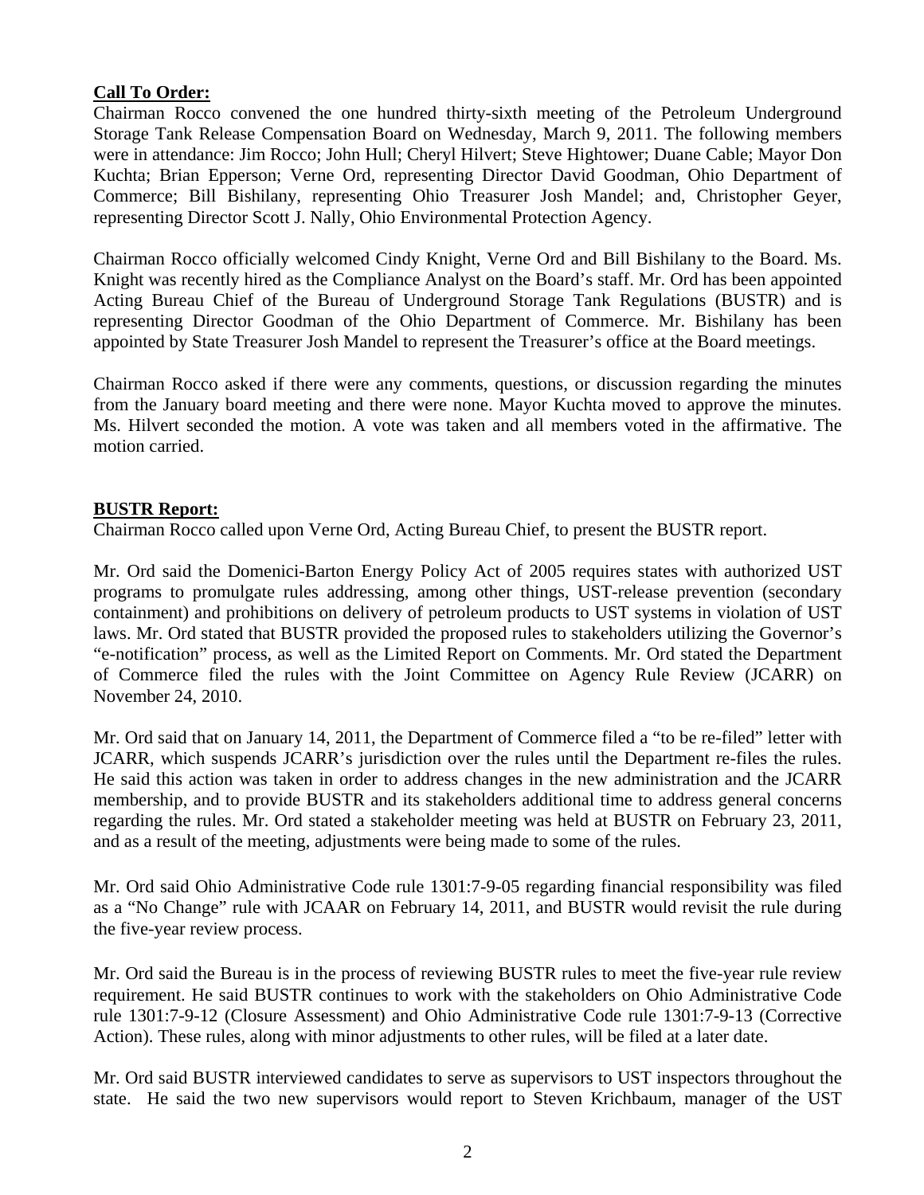**Call To Order:**

Chairman Rocco convened the one hundred thirty-sixth meeting of the Petroleum Underground Storage Tank Release Compensation Board on Wednesday, March 9, 2011. The following members were in attendance: Jim Rocco; John Hull; Cheryl Hilvert; Steve Hightower; Duane Cable; Mayor Don Kuchta; Brian Epperson; Verne Ord, representing Director David Goodman, Ohio Department of Commerce; Bill Bishilany, representing Ohio Treasurer Josh Mandel; and, Christopher Geyer, representing Director Scott J. Nally, Ohio Environmental Protection Agency.

Chairman Rocco officially welcomed Cindy Knight, Verne Ord and Bill Bishilany to the Board. Ms. Knight was recently hired as the Compliance Analyst on the Board's staff. Mr. Ord has been appointed Acting Bureau Chief of the Bureau of Underground Storage Tank Regulations (BUSTR) and is representing Director Goodman of the Ohio Department of Commerce. Mr. Bishilany has been appointed by State Treasurer Josh Mandel to represent the Treasurer's office at the Board meetings.

Chairman Rocco asked if there were any comments, questions, or discussion regarding the minutes from the January board meeting and there were none. Mayor Kuchta moved to approve the minutes. Ms. Hilvert seconded the motion. A vote was taken and all members voted in the affirmative. The motion carried.

**BUSTR Report:**

Chairman Rocco called upon Verne Ord, Acting Bureau Chief, to present the BUSTR report.

Mr. Ord said the Domenici-Barton Energy Policy Act of 2005 requires states with authorized UST programs to promulgate rules addressing, among other things, UST-release prevention (secondary containment) and prohibitions on delivery of petroleum products to UST systems in violation of UST laws. Mr. Ord stated that BUSTR provided the proposed rules to stakeholders utilizing the Governor's "e-notification" process, as well as the Limited Report on Comments. Mr. Ord stated the Department of Commerce filed the rules with the Joint Committee on Agency Rule Review (JCARR) on November 24, 2010.

Mr. Ord said that on January 14, 2011, the Department of Commerce filed a "to be re-filed" letter with JCARR, which suspends JCARR's jurisdiction over the rules until the Department re-files the rules. He said this action was taken in order to address changes in the new administration and the JCARR membership, and to provide BUSTR and its stakeholders additional time to address general concerns regarding the rules. Mr. Ord stated a stakeholder meeting was held at BUSTR on February 23, 2011, and as a result of the meeting, adjustments were being made to some of the rules.

Mr. Ord said Ohio Administrative Code rule 1301:7-9-05 regarding financial responsibility was filed as a "No Change" rule with JCAAR on February 14, 2011, and BUSTR would revisit the rule during the five-year review process.

Mr. Ord said the Bureau is in the process of reviewing BUSTR rules to meet the five-year rule review requirement. He said BUSTR continues to work with the stakeholders on Ohio Administrative Code rule 1301:7-9-12 (Closure Assessment) and Ohio Administrative Code rule 1301:7-9-13 (Corrective Action). These rules, along with minor adjustments to other rules, will be filed at a later date.

Mr. Ord said BUSTR interviewed candidates to serve as supervisors to UST inspectors throughout the state. He said the two new supervisors would report to Steven Krichbaum, manager of the UST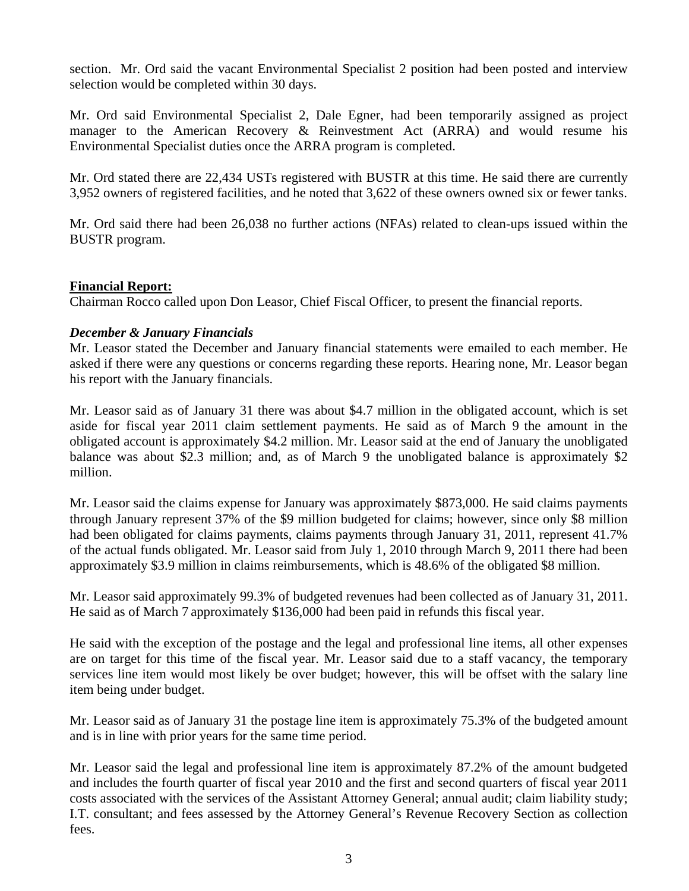section. Mr. Ord said the vacant Environmental Specialist 2 position had been posted and interview selection would be completed within 30 days.

Mr. Ord said Environmental Specialist 2, Dale Egner, had been temporarily assigned as project manager to the American Recovery & Reinvestment Act (ARRA) and would resume his Environmental Specialist duties once the ARRA program is completed.

Mr. Ord stated there are 22,434 USTs registered with BUSTR at this time. He said there are currently 3,952 owners of registered facilities, and he noted that 3,622 of these owners owned six or fewer tanks.

Mr. Ord said there had been 26,038 no further actions (NFAs) related to clean-ups issued within the BUSTR program.

**Financial Report:**

Chairman Rocco called upon Don Leasor, Chief Fiscal Officer, to present the financial reports.

***December & January Financials***

Mr. Leasor stated the December and January financial statements were emailed to each member. He asked if there were any questions or concerns regarding these reports. Hearing none, Mr. Leasor began his report with the January financials.

Mr. Leasor said as of January 31 there was about $4.7 million in the obligated account, which is set aside for fiscal year 2011 claim settlement payments. He said as of March 9 the amount in the obligated account is approximately $4.2 million. Mr. Leasor said at the end of January the unobligated balance was about $2.3 million; and, as of March 9 the unobligated balance is approximately $2 million.

Mr. Leasor said the claims expense for January was approximately $873,000. He said claims payments through January represent 37% of the $9 million budgeted for claims; however, since only $8 million had been obligated for claims payments, claims payments through January 31, 2011, represent 41.7% of the actual funds obligated. Mr. Leasor said from July 1, 2010 through March 9, 2011 there had been approximately $3.9 million in claims reimbursements, which is 48.6% of the obligated $8 million.

Mr. Leasor said approximately 99.3% of budgeted revenues had been collected as of January 31, 2011. He said as of March 7 approximately $136,000 had been paid in refunds this fiscal year.

He said with the exception of the postage and the legal and professional line items, all other expenses are on target for this time of the fiscal year. Mr. Leasor said due to a staff vacancy, the temporary services line item would most likely be over budget; however, this will be offset with the salary line item being under budget.

Mr. Leasor said as of January 31 the postage line item is approximately 75.3% of the budgeted amount and is in line with prior years for the same time period.

Mr. Leasor said the legal and professional line item is approximately 87.2% of the amount budgeted and includes the fourth quarter of fiscal year 2010 and the first and second quarters of fiscal year 2011 costs associated with the services of the Assistant Attorney General; annual audit; claim liability study; I.T. consultant; and fees assessed by the Attorney General's Revenue Recovery Section as collection fees.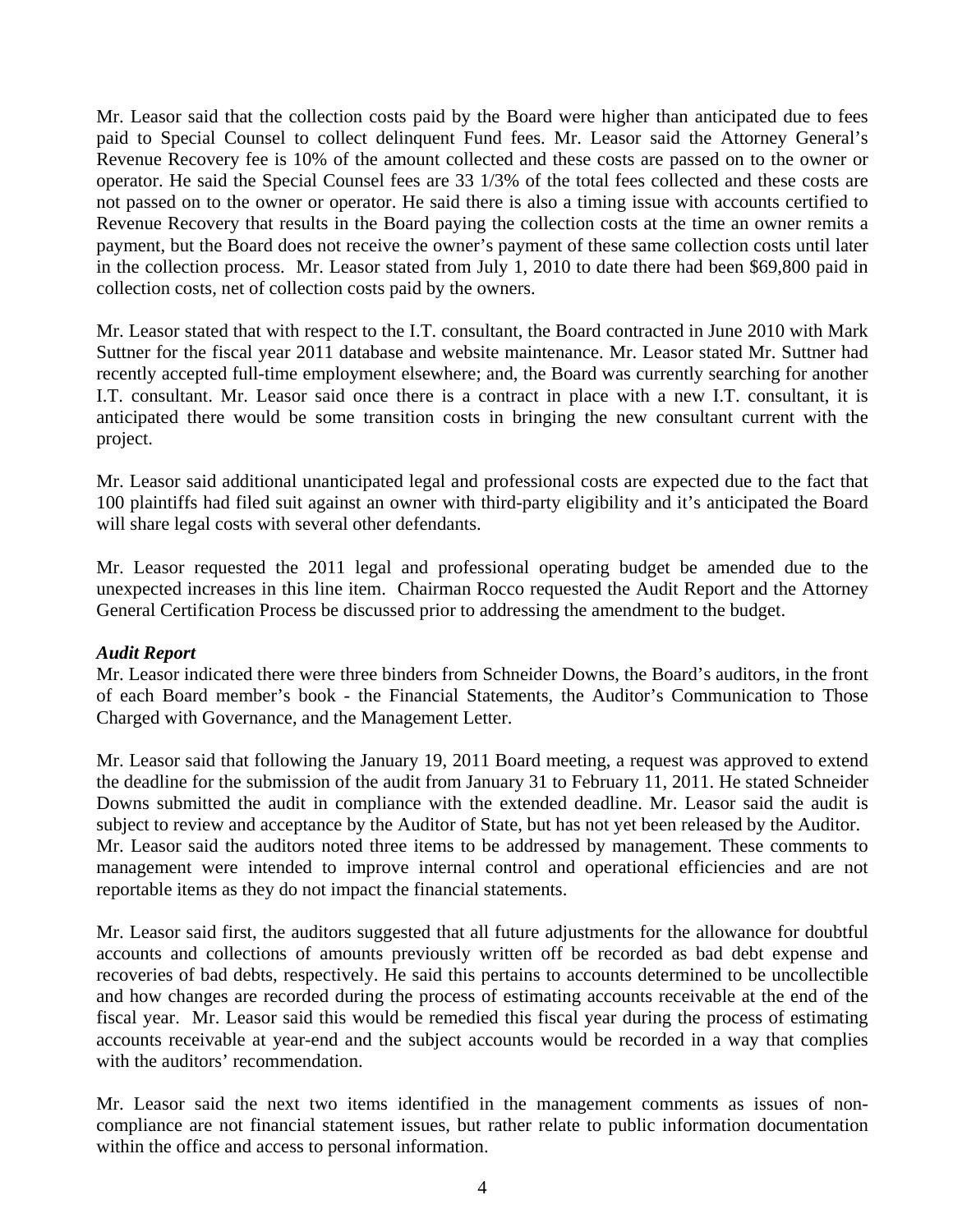Mr. Leasor said that the collection costs paid by the Board were higher than anticipated due to fees paid to Special Counsel to collect delinquent Fund fees. Mr. Leasor said the Attorney General's Revenue Recovery fee is 10% of the amount collected and these costs are passed on to the owner or operator. He said the Special Counsel fees are 33 1/3% of the total fees collected and these costs are not passed on to the owner or operator. He said there is also a timing issue with accounts certified to Revenue Recovery that results in the Board paying the collection costs at the time an owner remits a payment, but the Board does not receive the owner's payment of these same collection costs until later in the collection process. Mr. Leasor stated from July 1, 2010 to date there had been $69,800 paid in collection costs, net of collection costs paid by the owners.

Mr. Leasor stated that with respect to the I.T. consultant, the Board contracted in June 2010 with Mark Suttner for the fiscal year 2011 database and website maintenance. Mr. Leasor stated Mr. Suttner had recently accepted full-time employment elsewhere; and, the Board was currently searching for another I.T. consultant. Mr. Leasor said once there is a contract in place with a new I.T. consultant, it is anticipated there would be some transition costs in bringing the new consultant current with the project.

Mr. Leasor said additional unanticipated legal and professional costs are expected due to the fact that 100 plaintiffs had filed suit against an owner with third-party eligibility and it's anticipated the Board will share legal costs with several other defendants.

Mr. Leasor requested the 2011 legal and professional operating budget be amended due to the unexpected increases in this line item. Chairman Rocco requested the Audit Report and the Attorney General Certification Process be discussed prior to addressing the amendment to the budget.

***Audit Report***

Mr. Leasor indicated there were three binders from Schneider Downs, the Board's auditors, in the front of each Board member's book - the Financial Statements, the Auditor's Communication to Those Charged with Governance, and the Management Letter.

Mr. Leasor said that following the January 19, 2011 Board meeting, a request was approved to extend the deadline for the submission of the audit from January 31 to February 11, 2011. He stated Schneider Downs submitted the audit in compliance with the extended deadline. Mr. Leasor said the audit is subject to review and acceptance by the Auditor of State, but has not yet been released by the Auditor. Mr. Leasor said the auditors noted three items to be addressed by management. These comments to management were intended to improve internal control and operational efficiencies and are not reportable items as they do not impact the financial statements.

Mr. Leasor said first, the auditors suggested that all future adjustments for the allowance for doubtful accounts and collections of amounts previously written off be recorded as bad debt expense and recoveries of bad debts, respectively. He said this pertains to accounts determined to be uncollectible and how changes are recorded during the process of estimating accounts receivable at the end of the fiscal year. Mr. Leasor said this would be remedied this fiscal year during the process of estimating accounts receivable at year-end and the subject accounts would be recorded in a way that complies with the auditors' recommendation.

Mr. Leasor said the next two items identified in the management comments as issues of non-compliance are not financial statement issues, but rather relate to public information documentation within the office and access to personal information.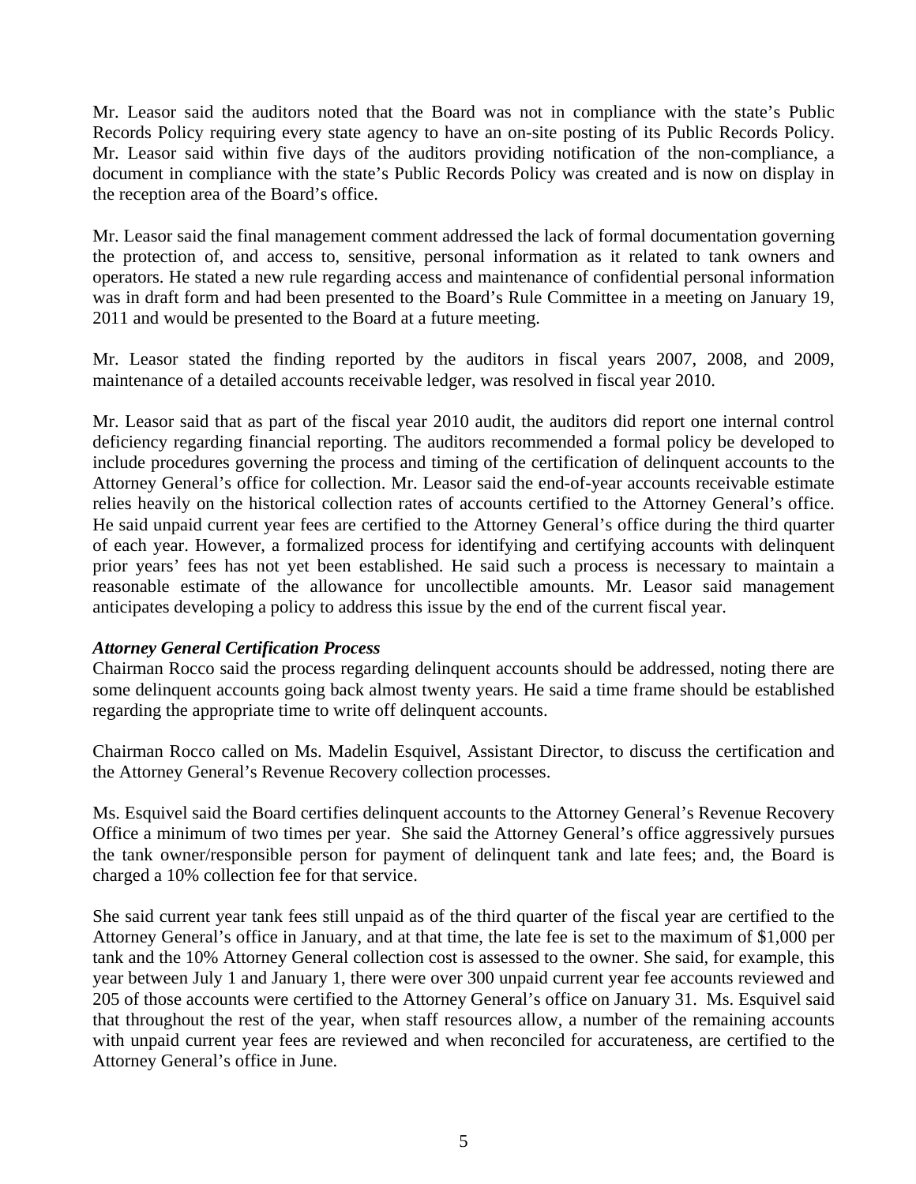Mr. Leasor said the auditors noted that the Board was not in compliance with the state's Public Records Policy requiring every state agency to have an on-site posting of its Public Records Policy. Mr. Leasor said within five days of the auditors providing notification of the non-compliance, a document in compliance with the state's Public Records Policy was created and is now on display in the reception area of the Board's office.

Mr. Leasor said the final management comment addressed the lack of formal documentation governing the protection of, and access to, sensitive, personal information as it related to tank owners and operators. He stated a new rule regarding access and maintenance of confidential personal information was in draft form and had been presented to the Board's Rule Committee in a meeting on January 19, 2011 and would be presented to the Board at a future meeting.

Mr. Leasor stated the finding reported by the auditors in fiscal years 2007, 2008, and 2009, maintenance of a detailed accounts receivable ledger, was resolved in fiscal year 2010.

Mr. Leasor said that as part of the fiscal year 2010 audit, the auditors did report one internal control deficiency regarding financial reporting. The auditors recommended a formal policy be developed to include procedures governing the process and timing of the certification of delinquent accounts to the Attorney General's office for collection. Mr. Leasor said the end-of-year accounts receivable estimate relies heavily on the historical collection rates of accounts certified to the Attorney General's office. He said unpaid current year fees are certified to the Attorney General's office during the third quarter of each year. However, a formalized process for identifying and certifying accounts with delinquent prior years' fees has not yet been established. He said such a process is necessary to maintain a reasonable estimate of the allowance for uncollectible amounts. Mr. Leasor said management anticipates developing a policy to address this issue by the end of the current fiscal year.

***Attorney General Certification Process***

Chairman Rocco said the process regarding delinquent accounts should be addressed, noting there are some delinquent accounts going back almost twenty years. He said a time frame should be established regarding the appropriate time to write off delinquent accounts.

Chairman Rocco called on Ms. Madelin Esquivel, Assistant Director, to discuss the certification and the Attorney General's Revenue Recovery collection processes.

Ms. Esquivel said the Board certifies delinquent accounts to the Attorney General's Revenue Recovery Office a minimum of two times per year. She said the Attorney General's office aggressively pursues the tank owner/responsible person for payment of delinquent tank and late fees; and, the Board is charged a 10% collection fee for that service.

She said current year tank fees still unpaid as of the third quarter of the fiscal year are certified to the Attorney General's office in January, and at that time, the late fee is set to the maximum of $1,000 per tank and the 10% Attorney General collection cost is assessed to the owner. She said, for example, this year between July 1 and January 1, there were over 300 unpaid current year fee accounts reviewed and 205 of those accounts were certified to the Attorney General's office on January 31. Ms. Esquivel said that throughout the rest of the year, when staff resources allow, a number of the remaining accounts with unpaid current year fees are reviewed and when reconciled for accurateness, are certified to the Attorney General's office in June.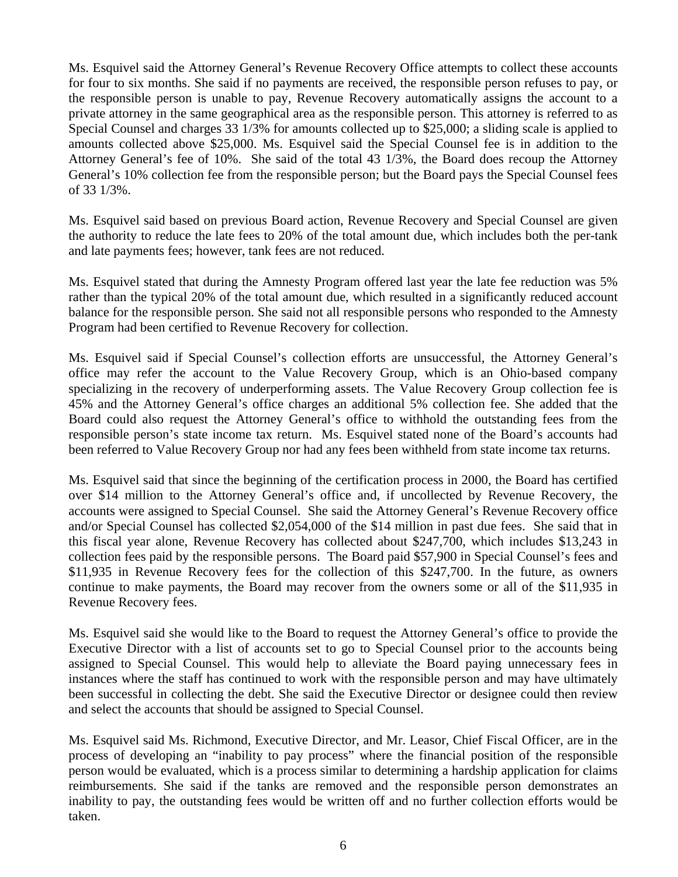Ms. Esquivel said the Attorney General's Revenue Recovery Office attempts to collect these accounts for four to six months. She said if no payments are received, the responsible person refuses to pay, or the responsible person is unable to pay, Revenue Recovery automatically assigns the account to a private attorney in the same geographical area as the responsible person. This attorney is referred to as Special Counsel and charges 33 1/3% for amounts collected up to $25,000; a sliding scale is applied to amounts collected above $25,000. Ms. Esquivel said the Special Counsel fee is in addition to the Attorney General's fee of 10%. She said of the total 43 1/3%, the Board does recoup the Attorney General's 10% collection fee from the responsible person; but the Board pays the Special Counsel fees of 33 1/3%.

Ms. Esquivel said based on previous Board action, Revenue Recovery and Special Counsel are given the authority to reduce the late fees to 20% of the total amount due, which includes both the per-tank and late payments fees; however, tank fees are not reduced.

Ms. Esquivel stated that during the Amnesty Program offered last year the late fee reduction was 5% rather than the typical 20% of the total amount due, which resulted in a significantly reduced account balance for the responsible person. She said not all responsible persons who responded to the Amnesty Program had been certified to Revenue Recovery for collection.

Ms. Esquivel said if Special Counsel's collection efforts are unsuccessful, the Attorney General's office may refer the account to the Value Recovery Group, which is an Ohio-based company specializing in the recovery of underperforming assets. The Value Recovery Group collection fee is 45% and the Attorney General's office charges an additional 5% collection fee. She added that the Board could also request the Attorney General's office to withhold the outstanding fees from the responsible person's state income tax return. Ms. Esquivel stated none of the Board's accounts had been referred to Value Recovery Group nor had any fees been withheld from state income tax returns.

Ms. Esquivel said that since the beginning of the certification process in 2000, the Board has certified over $14 million to the Attorney General's office and, if uncollected by Revenue Recovery, the accounts were assigned to Special Counsel. She said the Attorney General's Revenue Recovery office and/or Special Counsel has collected $2,054,000 of the $14 million in past due fees. She said that in this fiscal year alone, Revenue Recovery has collected about $247,700, which includes $13,243 in collection fees paid by the responsible persons. The Board paid $57,900 in Special Counsel's fees and $11,935 in Revenue Recovery fees for the collection of this $247,700. In the future, as owners continue to make payments, the Board may recover from the owners some or all of the $11,935 in Revenue Recovery fees.

Ms. Esquivel said she would like to the Board to request the Attorney General's office to provide the Executive Director with a list of accounts set to go to Special Counsel prior to the accounts being assigned to Special Counsel. This would help to alleviate the Board paying unnecessary fees in instances where the staff has continued to work with the responsible person and may have ultimately been successful in collecting the debt. She said the Executive Director or designee could then review and select the accounts that should be assigned to Special Counsel.

Ms. Esquivel said Ms. Richmond, Executive Director, and Mr. Leasor, Chief Fiscal Officer, are in the process of developing an "inability to pay process" where the financial position of the responsible person would be evaluated, which is a process similar to determining a hardship application for claims reimbursements. She said if the tanks are removed and the responsible person demonstrates an inability to pay, the outstanding fees would be written off and no further collection efforts would be taken.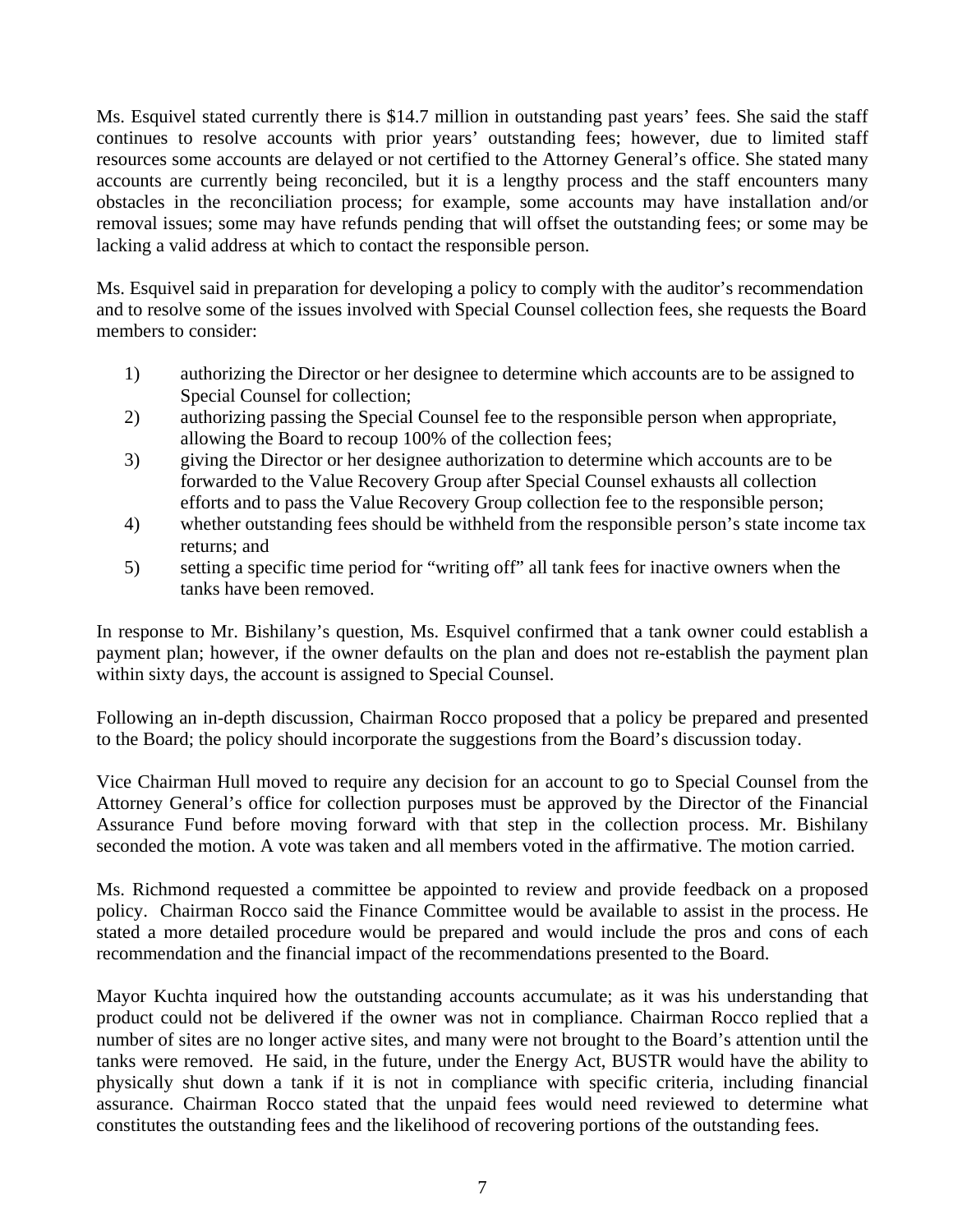Ms. Esquivel stated currently there is $14.7 million in outstanding past years' fees. She said the staff continues to resolve accounts with prior years' outstanding fees; however, due to limited staff resources some accounts are delayed or not certified to the Attorney General's office. She stated many accounts are currently being reconciled, but it is a lengthy process and the staff encounters many obstacles in the reconciliation process; for example, some accounts may have installation and/or removal issues; some may have refunds pending that will offset the outstanding fees; or some may be lacking a valid address at which to contact the responsible person.

Ms. Esquivel said in preparation for developing a policy to comply with the auditor's recommendation and to resolve some of the issues involved with Special Counsel collection fees, she requests the Board members to consider:

1) authorizing the Director or her designee to determine which accounts are to be assigned to Special Counsel for collection;
2) authorizing passing the Special Counsel fee to the responsible person when appropriate, allowing the Board to recoup 100% of the collection fees;
3) giving the Director or her designee authorization to determine which accounts are to be forwarded to the Value Recovery Group after Special Counsel exhausts all collection efforts and to pass the Value Recovery Group collection fee to the responsible person;
4) whether outstanding fees should be withheld from the responsible person's state income tax returns; and
5) setting a specific time period for "writing off" all tank fees for inactive owners when the tanks have been removed.

In response to Mr. Bishilany's question, Ms. Esquivel confirmed that a tank owner could establish a payment plan; however, if the owner defaults on the plan and does not re-establish the payment plan within sixty days, the account is assigned to Special Counsel.

Following an in-depth discussion, Chairman Rocco proposed that a policy be prepared and presented to the Board; the policy should incorporate the suggestions from the Board's discussion today.

Vice Chairman Hull moved to require any decision for an account to go to Special Counsel from the Attorney General's office for collection purposes must be approved by the Director of the Financial Assurance Fund before moving forward with that step in the collection process. Mr. Bishilany seconded the motion. A vote was taken and all members voted in the affirmative. The motion carried.

Ms. Richmond requested a committee be appointed to review and provide feedback on a proposed policy. Chairman Rocco said the Finance Committee would be available to assist in the process. He stated a more detailed procedure would be prepared and would include the pros and cons of each recommendation and the financial impact of the recommendations presented to the Board.

Mayor Kuchta inquired how the outstanding accounts accumulate; as it was his understanding that product could not be delivered if the owner was not in compliance. Chairman Rocco replied that a number of sites are no longer active sites, and many were not brought to the Board's attention until the tanks were removed. He said, in the future, under the Energy Act, BUSTR would have the ability to physically shut down a tank if it is not in compliance with specific criteria, including financial assurance. Chairman Rocco stated that the unpaid fees would need reviewed to determine what constitutes the outstanding fees and the likelihood of recovering portions of the outstanding fees.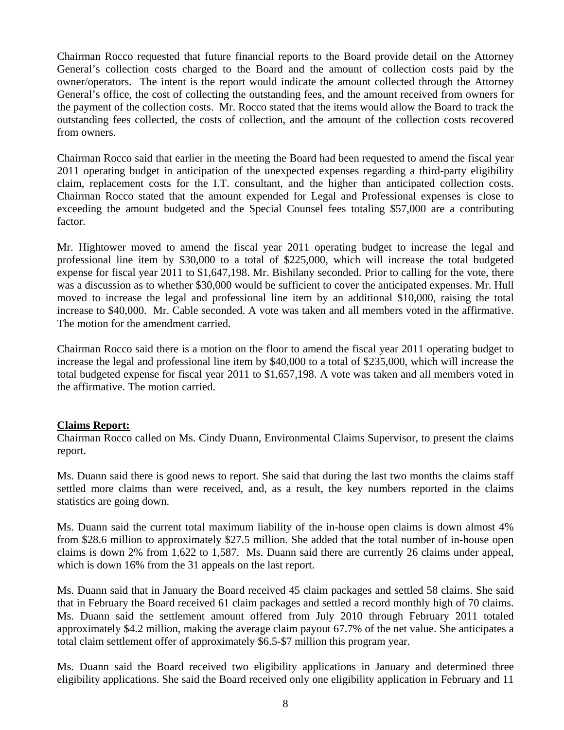Chairman Rocco requested that future financial reports to the Board provide detail on the Attorney General's collection costs charged to the Board and the amount of collection costs paid by the owner/operators. The intent is the report would indicate the amount collected through the Attorney General's office, the cost of collecting the outstanding fees, and the amount received from owners for the payment of the collection costs. Mr. Rocco stated that the items would allow the Board to track the outstanding fees collected, the costs of collection, and the amount of the collection costs recovered from owners.

Chairman Rocco said that earlier in the meeting the Board had been requested to amend the fiscal year 2011 operating budget in anticipation of the unexpected expenses regarding a third-party eligibility claim, replacement costs for the I.T. consultant, and the higher than anticipated collection costs. Chairman Rocco stated that the amount expended for Legal and Professional expenses is close to exceeding the amount budgeted and the Special Counsel fees totaling $57,000 are a contributing factor.

Mr. Hightower moved to amend the fiscal year 2011 operating budget to increase the legal and professional line item by $30,000 to a total of $225,000, which will increase the total budgeted expense for fiscal year 2011 to $1,647,198. Mr. Bishilany seconded. Prior to calling for the vote, there was a discussion as to whether $30,000 would be sufficient to cover the anticipated expenses. Mr. Hull moved to increase the legal and professional line item by an additional $10,000, raising the total increase to $40,000. Mr. Cable seconded. A vote was taken and all members voted in the affirmative. The motion for the amendment carried.

Chairman Rocco said there is a motion on the floor to amend the fiscal year 2011 operating budget to increase the legal and professional line item by $40,000 to a total of $235,000, which will increase the total budgeted expense for fiscal year 2011 to $1,657,198. A vote was taken and all members voted in the affirmative. The motion carried.

**Claims Report:**

Chairman Rocco called on Ms. Cindy Duann, Environmental Claims Supervisor, to present the claims report.

Ms. Duann said there is good news to report. She said that during the last two months the claims staff settled more claims than were received, and, as a result, the key numbers reported in the claims statistics are going down.

Ms. Duann said the current total maximum liability of the in-house open claims is down almost 4% from $28.6 million to approximately $27.5 million. She added that the total number of in-house open claims is down 2% from 1,622 to 1,587. Ms. Duann said there are currently 26 claims under appeal, which is down 16% from the 31 appeals on the last report.

Ms. Duann said that in January the Board received 45 claim packages and settled 58 claims. She said that in February the Board received 61 claim packages and settled a record monthly high of 70 claims. Ms. Duann said the settlement amount offered from July 2010 through February 2011 totaled approximately $4.2 million, making the average claim payout 67.7% of the net value. She anticipates a total claim settlement offer of approximately $6.5-$7 million this program year.

Ms. Duann said the Board received two eligibility applications in January and determined three eligibility applications. She said the Board received only one eligibility application in February and 11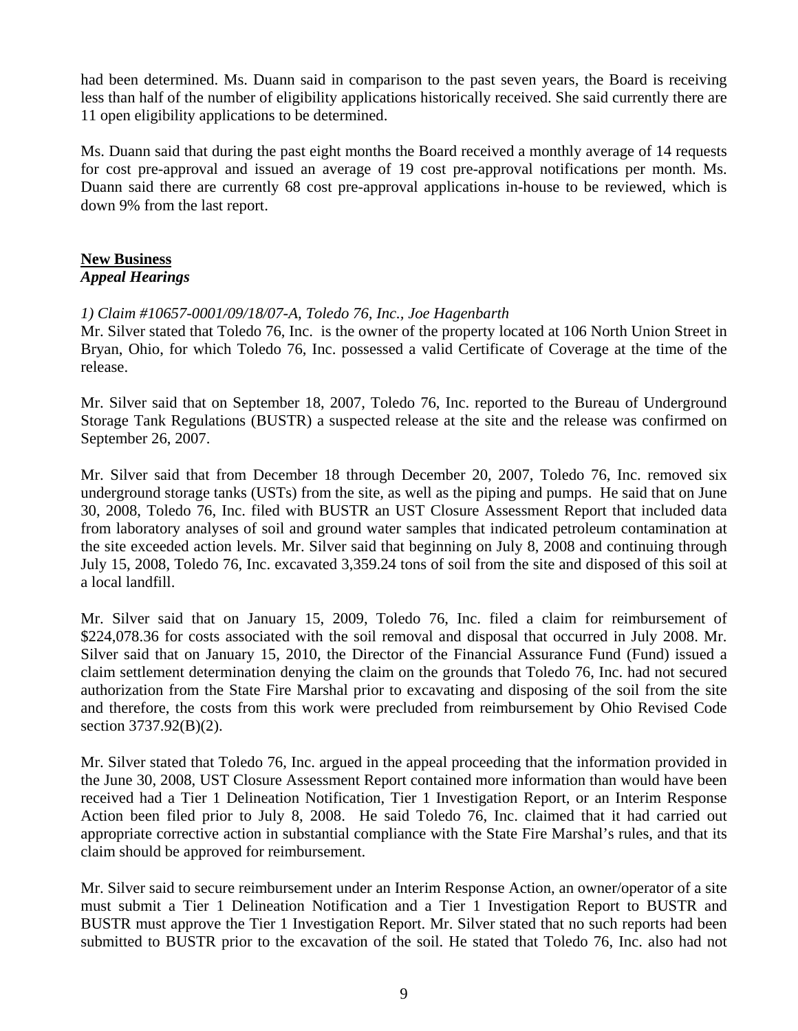had been determined. Ms. Duann said in comparison to the past seven years, the Board is receiving less than half of the number of eligibility applications historically received. She said currently there are 11 open eligibility applications to be determined.

Ms. Duann said that during the past eight months the Board received a monthly average of 14 requests for cost pre-approval and issued an average of 19 cost pre-approval notifications per month. Ms. Duann said there are currently 68 cost pre-approval applications in-house to be reviewed, which is down 9% from the last report.

**New Business**

***Appeal Hearings***

*1) Claim #10657-0001/09/18/07-A, Toledo 76, Inc., Joe Hagenbarth*

Mr. Silver stated that Toledo 76, Inc. is the owner of the property located at 106 North Union Street in Bryan, Ohio, for which Toledo 76, Inc. possessed a valid Certificate of Coverage at the time of the release.

Mr. Silver said that on September 18, 2007, Toledo 76, Inc. reported to the Bureau of Underground Storage Tank Regulations (BUSTR) a suspected release at the site and the release was confirmed on September 26, 2007.

Mr. Silver said that from December 18 through December 20, 2007, Toledo 76, Inc. removed six underground storage tanks (USTs) from the site, as well as the piping and pumps. He said that on June 30, 2008, Toledo 76, Inc. filed with BUSTR an UST Closure Assessment Report that included data from laboratory analyses of soil and ground water samples that indicated petroleum contamination at the site exceeded action levels. Mr. Silver said that beginning on July 8, 2008 and continuing through July 15, 2008, Toledo 76, Inc. excavated 3,359.24 tons of soil from the site and disposed of this soil at a local landfill.

Mr. Silver said that on January 15, 2009, Toledo 76, Inc. filed a claim for reimbursement of $224,078.36 for costs associated with the soil removal and disposal that occurred in July 2008. Mr. Silver said that on January 15, 2010, the Director of the Financial Assurance Fund (Fund) issued a claim settlement determination denying the claim on the grounds that Toledo 76, Inc. had not secured authorization from the State Fire Marshal prior to excavating and disposing of the soil from the site and therefore, the costs from this work were precluded from reimbursement by Ohio Revised Code section 3737.92(B)(2).

Mr. Silver stated that Toledo 76, Inc. argued in the appeal proceeding that the information provided in the June 30, 2008, UST Closure Assessment Report contained more information than would have been received had a Tier 1 Delineation Notification, Tier 1 Investigation Report, or an Interim Response Action been filed prior to July 8, 2008. He said Toledo 76, Inc. claimed that it had carried out appropriate corrective action in substantial compliance with the State Fire Marshal's rules, and that its claim should be approved for reimbursement.

Mr. Silver said to secure reimbursement under an Interim Response Action, an owner/operator of a site must submit a Tier 1 Delineation Notification and a Tier 1 Investigation Report to BUSTR and BUSTR must approve the Tier 1 Investigation Report. Mr. Silver stated that no such reports had been submitted to BUSTR prior to the excavation of the soil. He stated that Toledo 76, Inc. also had not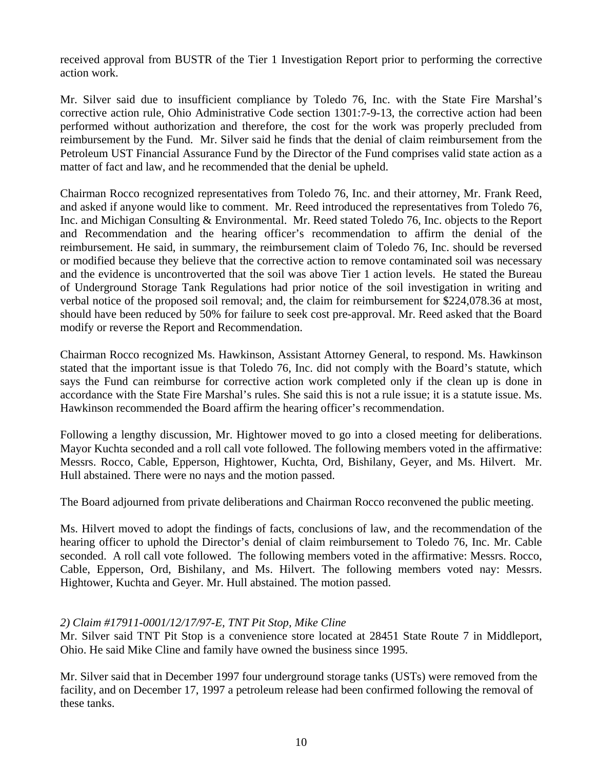received approval from BUSTR of the Tier 1 Investigation Report prior to performing the corrective action work.

Mr. Silver said due to insufficient compliance by Toledo 76, Inc. with the State Fire Marshal's corrective action rule, Ohio Administrative Code section 1301:7-9-13, the corrective action had been performed without authorization and therefore, the cost for the work was properly precluded from reimbursement by the Fund. Mr. Silver said he finds that the denial of claim reimbursement from the Petroleum UST Financial Assurance Fund by the Director of the Fund comprises valid state action as a matter of fact and law, and he recommended that the denial be upheld.

Chairman Rocco recognized representatives from Toledo 76, Inc. and their attorney, Mr. Frank Reed, and asked if anyone would like to comment. Mr. Reed introduced the representatives from Toledo 76, Inc. and Michigan Consulting & Environmental. Mr. Reed stated Toledo 76, Inc. objects to the Report and Recommendation and the hearing officer's recommendation to affirm the denial of the reimbursement. He said, in summary, the reimbursement claim of Toledo 76, Inc. should be reversed or modified because they believe that the corrective action to remove contaminated soil was necessary and the evidence is uncontroverted that the soil was above Tier 1 action levels. He stated the Bureau of Underground Storage Tank Regulations had prior notice of the soil investigation in writing and verbal notice of the proposed soil removal; and, the claim for reimbursement for $224,078.36 at most, should have been reduced by 50% for failure to seek cost pre-approval. Mr. Reed asked that the Board modify or reverse the Report and Recommendation.

Chairman Rocco recognized Ms. Hawkinson, Assistant Attorney General, to respond. Ms. Hawkinson stated that the important issue is that Toledo 76, Inc. did not comply with the Board's statute, which says the Fund can reimburse for corrective action work completed only if the clean up is done in accordance with the State Fire Marshal's rules. She said this is not a rule issue; it is a statute issue. Ms. Hawkinson recommended the Board affirm the hearing officer's recommendation.

Following a lengthy discussion, Mr. Hightower moved to go into a closed meeting for deliberations. Mayor Kuchta seconded and a roll call vote followed. The following members voted in the affirmative: Messrs. Rocco, Cable, Epperson, Hightower, Kuchta, Ord, Bishilany, Geyer, and Ms. Hilvert. Mr. Hull abstained. There were no nays and the motion passed.

The Board adjourned from private deliberations and Chairman Rocco reconvened the public meeting.

Ms. Hilvert moved to adopt the findings of facts, conclusions of law, and the recommendation of the hearing officer to uphold the Director's denial of claim reimbursement to Toledo 76, Inc. Mr. Cable seconded. A roll call vote followed. The following members voted in the affirmative: Messrs. Rocco, Cable, Epperson, Ord, Bishilany, and Ms. Hilvert. The following members voted nay: Messrs. Hightower, Kuchta and Geyer. Mr. Hull abstained. The motion passed.

*2) Claim #17911-0001/12/17/97-E, TNT Pit Stop, Mike Cline*

Mr. Silver said TNT Pit Stop is a convenience store located at 28451 State Route 7 in Middleport, Ohio. He said Mike Cline and family have owned the business since 1995.

Mr. Silver said that in December 1997 four underground storage tanks (USTs) were removed from the facility, and on December 17, 1997 a petroleum release had been confirmed following the removal of these tanks.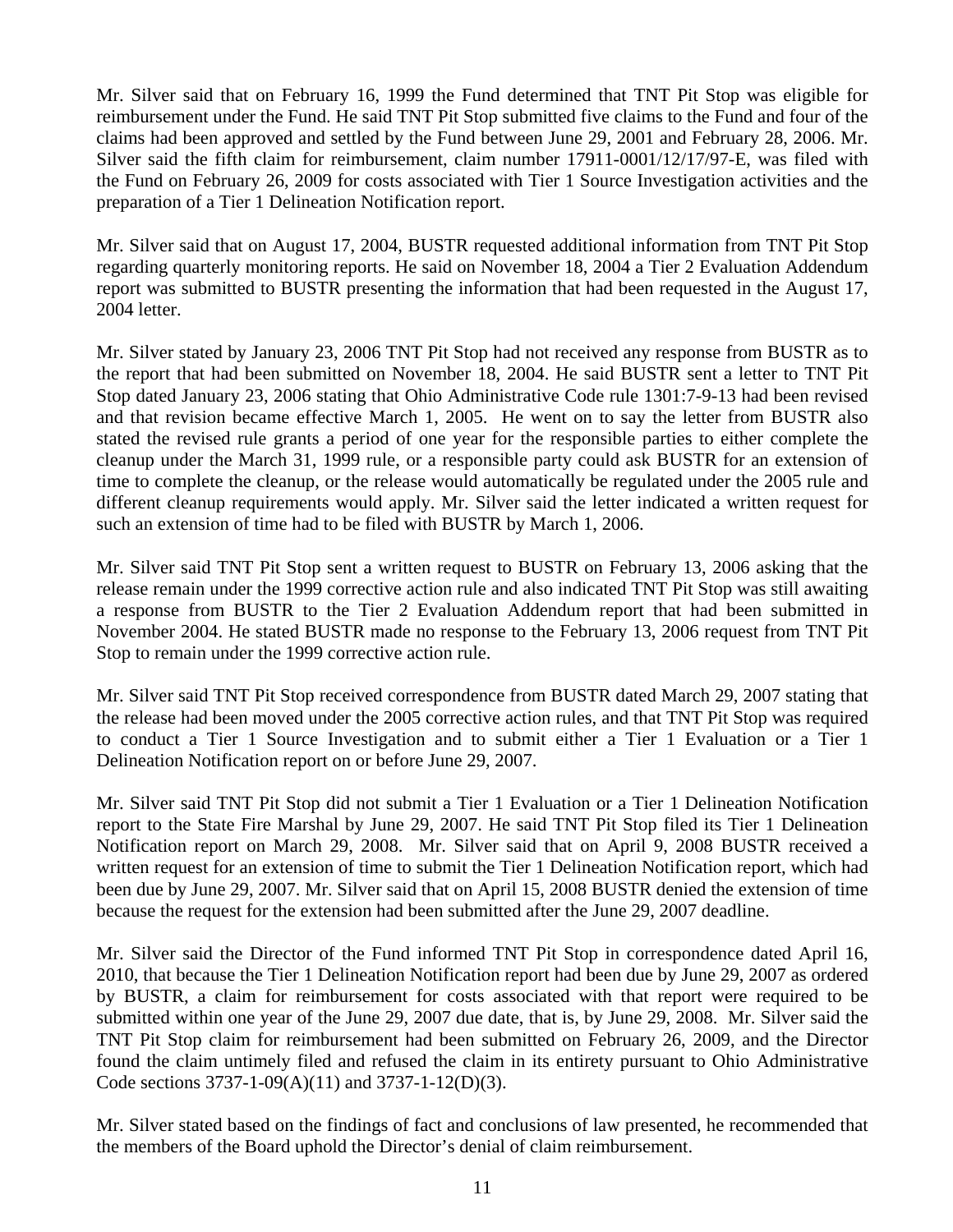Mr. Silver said that on February 16, 1999 the Fund determined that TNT Pit Stop was eligible for reimbursement under the Fund. He said TNT Pit Stop submitted five claims to the Fund and four of the claims had been approved and settled by the Fund between June 29, 2001 and February 28, 2006. Mr. Silver said the fifth claim for reimbursement, claim number 17911-0001/12/17/97-E, was filed with the Fund on February 26, 2009 for costs associated with Tier 1 Source Investigation activities and the preparation of a Tier 1 Delineation Notification report.

Mr. Silver said that on August 17, 2004, BUSTR requested additional information from TNT Pit Stop regarding quarterly monitoring reports. He said on November 18, 2004 a Tier 2 Evaluation Addendum report was submitted to BUSTR presenting the information that had been requested in the August 17, 2004 letter.

Mr. Silver stated by January 23, 2006 TNT Pit Stop had not received any response from BUSTR as to the report that had been submitted on November 18, 2004. He said BUSTR sent a letter to TNT Pit Stop dated January 23, 2006 stating that Ohio Administrative Code rule 1301:7-9-13 had been revised and that revision became effective March 1, 2005. He went on to say the letter from BUSTR also stated the revised rule grants a period of one year for the responsible parties to either complete the cleanup under the March 31, 1999 rule, or a responsible party could ask BUSTR for an extension of time to complete the cleanup, or the release would automatically be regulated under the 2005 rule and different cleanup requirements would apply. Mr. Silver said the letter indicated a written request for such an extension of time had to be filed with BUSTR by March 1, 2006.

Mr. Silver said TNT Pit Stop sent a written request to BUSTR on February 13, 2006 asking that the release remain under the 1999 corrective action rule and also indicated TNT Pit Stop was still awaiting a response from BUSTR to the Tier 2 Evaluation Addendum report that had been submitted in November 2004. He stated BUSTR made no response to the February 13, 2006 request from TNT Pit Stop to remain under the 1999 corrective action rule.

Mr. Silver said TNT Pit Stop received correspondence from BUSTR dated March 29, 2007 stating that the release had been moved under the 2005 corrective action rules, and that TNT Pit Stop was required to conduct a Tier 1 Source Investigation and to submit either a Tier 1 Evaluation or a Tier 1 Delineation Notification report on or before June 29, 2007.

Mr. Silver said TNT Pit Stop did not submit a Tier 1 Evaluation or a Tier 1 Delineation Notification report to the State Fire Marshal by June 29, 2007. He said TNT Pit Stop filed its Tier 1 Delineation Notification report on March 29, 2008. Mr. Silver said that on April 9, 2008 BUSTR received a written request for an extension of time to submit the Tier 1 Delineation Notification report, which had been due by June 29, 2007. Mr. Silver said that on April 15, 2008 BUSTR denied the extension of time because the request for the extension had been submitted after the June 29, 2007 deadline.

Mr. Silver said the Director of the Fund informed TNT Pit Stop in correspondence dated April 16, 2010, that because the Tier 1 Delineation Notification report had been due by June 29, 2007 as ordered by BUSTR, a claim for reimbursement for costs associated with that report were required to be submitted within one year of the June 29, 2007 due date, that is, by June 29, 2008. Mr. Silver said the TNT Pit Stop claim for reimbursement had been submitted on February 26, 2009, and the Director found the claim untimely filed and refused the claim in its entirety pursuant to Ohio Administrative Code sections 3737-1-09(A)(11) and 3737-1-12(D)(3).

Mr. Silver stated based on the findings of fact and conclusions of law presented, he recommended that the members of the Board uphold the Director's denial of claim reimbursement.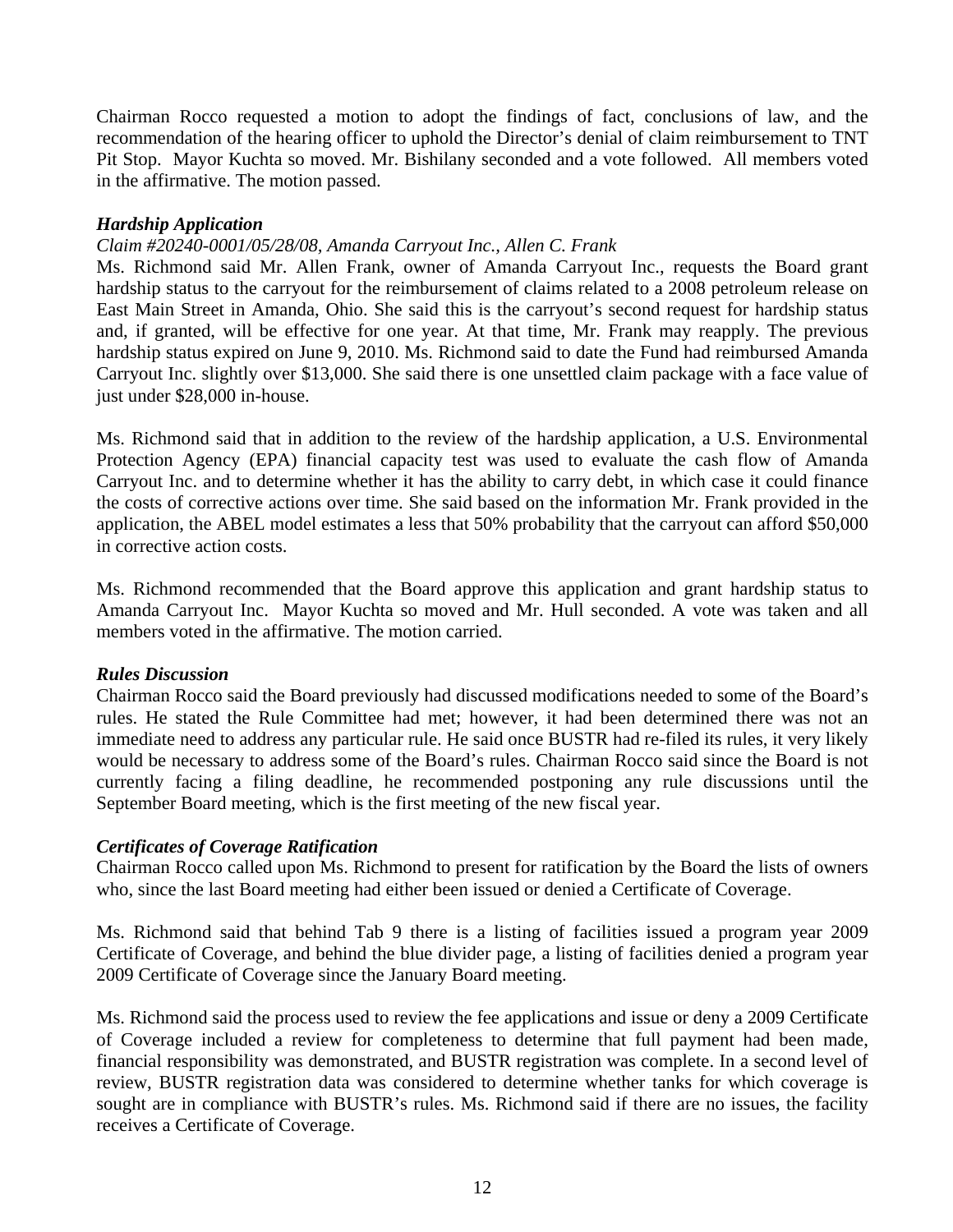Chairman Rocco requested a motion to adopt the findings of fact, conclusions of law, and the recommendation of the hearing officer to uphold the Director's denial of claim reimbursement to TNT Pit Stop. Mayor Kuchta so moved. Mr. Bishilany seconded and a vote followed. All members voted in the affirmative. The motion passed.

***Hardship Application***

*Claim #20240-0001/05/28/08, Amanda Carryout Inc., Allen C. Frank*

Ms. Richmond said Mr. Allen Frank, owner of Amanda Carryout Inc., requests the Board grant hardship status to the carryout for the reimbursement of claims related to a 2008 petroleum release on East Main Street in Amanda, Ohio. She said this is the carryout's second request for hardship status and, if granted, will be effective for one year. At that time, Mr. Frank may reapply. The previous hardship status expired on June 9, 2010. Ms. Richmond said to date the Fund had reimbursed Amanda Carryout Inc. slightly over $13,000. She said there is one unsettled claim package with a face value of just under $28,000 in-house.

Ms. Richmond said that in addition to the review of the hardship application, a U.S. Environmental Protection Agency (EPA) financial capacity test was used to evaluate the cash flow of Amanda Carryout Inc. and to determine whether it has the ability to carry debt, in which case it could finance the costs of corrective actions over time. She said based on the information Mr. Frank provided in the application, the ABEL model estimates a less that 50% probability that the carryout can afford $50,000 in corrective action costs.

Ms. Richmond recommended that the Board approve this application and grant hardship status to Amanda Carryout Inc. Mayor Kuchta so moved and Mr. Hull seconded. A vote was taken and all members voted in the affirmative. The motion carried.

***Rules Discussion***

Chairman Rocco said the Board previously had discussed modifications needed to some of the Board's rules. He stated the Rule Committee had met; however, it had been determined there was not an immediate need to address any particular rule. He said once BUSTR had re-filed its rules, it very likely would be necessary to address some of the Board's rules. Chairman Rocco said since the Board is not currently facing a filing deadline, he recommended postponing any rule discussions until the September Board meeting, which is the first meeting of the new fiscal year.

***Certificates of Coverage Ratification***

Chairman Rocco called upon Ms. Richmond to present for ratification by the Board the lists of owners who, since the last Board meeting had either been issued or denied a Certificate of Coverage.

Ms. Richmond said that behind Tab 9 there is a listing of facilities issued a program year 2009 Certificate of Coverage, and behind the blue divider page, a listing of facilities denied a program year 2009 Certificate of Coverage since the January Board meeting.

Ms. Richmond said the process used to review the fee applications and issue or deny a 2009 Certificate of Coverage included a review for completeness to determine that full payment had been made, financial responsibility was demonstrated, and BUSTR registration was complete. In a second level of review, BUSTR registration data was considered to determine whether tanks for which coverage is sought are in compliance with BUSTR's rules. Ms. Richmond said if there are no issues, the facility receives a Certificate of Coverage.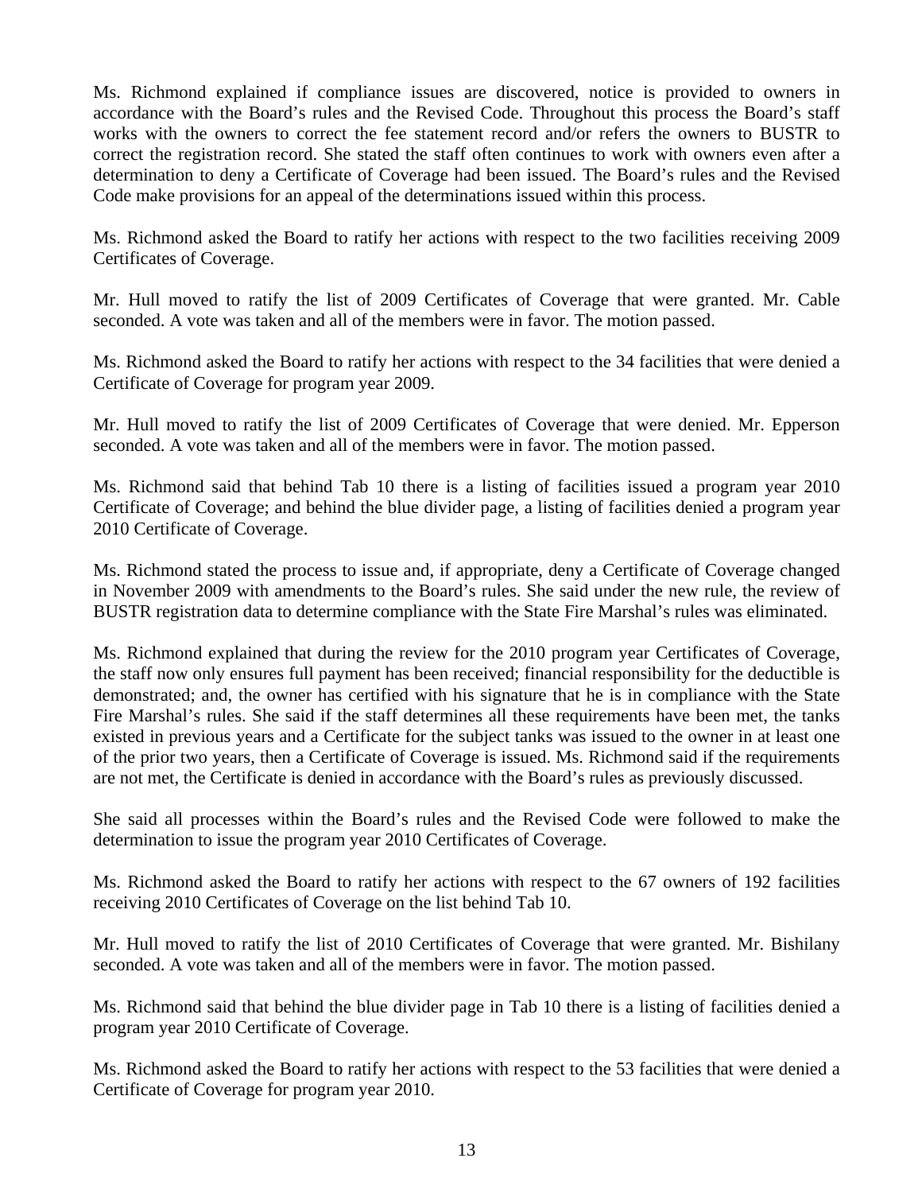Ms. Richmond explained if compliance issues are discovered, notice is provided to owners in accordance with the Board's rules and the Revised Code. Throughout this process the Board's staff works with the owners to correct the fee statement record and/or refers the owners to BUSTR to correct the registration record. She stated the staff often continues to work with owners even after a determination to deny a Certificate of Coverage had been issued. The Board's rules and the Revised Code make provisions for an appeal of the determinations issued within this process.

Ms. Richmond asked the Board to ratify her actions with respect to the two facilities receiving 2009 Certificates of Coverage.

Mr. Hull moved to ratify the list of 2009 Certificates of Coverage that were granted. Mr. Cable seconded. A vote was taken and all of the members were in favor. The motion passed.

Ms. Richmond asked the Board to ratify her actions with respect to the 34 facilities that were denied a Certificate of Coverage for program year 2009.

Mr. Hull moved to ratify the list of 2009 Certificates of Coverage that were denied. Mr. Epperson seconded. A vote was taken and all of the members were in favor. The motion passed.

Ms. Richmond said that behind Tab 10 there is a listing of facilities issued a program year 2010 Certificate of Coverage; and behind the blue divider page, a listing of facilities denied a program year 2010 Certificate of Coverage.

Ms. Richmond stated the process to issue and, if appropriate, deny a Certificate of Coverage changed in November 2009 with amendments to the Board's rules. She said under the new rule, the review of BUSTR registration data to determine compliance with the State Fire Marshal's rules was eliminated.

Ms. Richmond explained that during the review for the 2010 program year Certificates of Coverage, the staff now only ensures full payment has been received; financial responsibility for the deductible is demonstrated; and, the owner has certified with his signature that he is in compliance with the State Fire Marshal's rules. She said if the staff determines all these requirements have been met, the tanks existed in previous years and a Certificate for the subject tanks was issued to the owner in at least one of the prior two years, then a Certificate of Coverage is issued. Ms. Richmond said if the requirements are not met, the Certificate is denied in accordance with the Board's rules as previously discussed.

She said all processes within the Board's rules and the Revised Code were followed to make the determination to issue the program year 2010 Certificates of Coverage.

Ms. Richmond asked the Board to ratify her actions with respect to the 67 owners of 192 facilities receiving 2010 Certificates of Coverage on the list behind Tab 10.

Mr. Hull moved to ratify the list of 2010 Certificates of Coverage that were granted. Mr. Bishilany seconded. A vote was taken and all of the members were in favor. The motion passed.

Ms. Richmond said that behind the blue divider page in Tab 10 there is a listing of facilities denied a program year 2010 Certificate of Coverage.

Ms. Richmond asked the Board to ratify her actions with respect to the 53 facilities that were denied a Certificate of Coverage for program year 2010.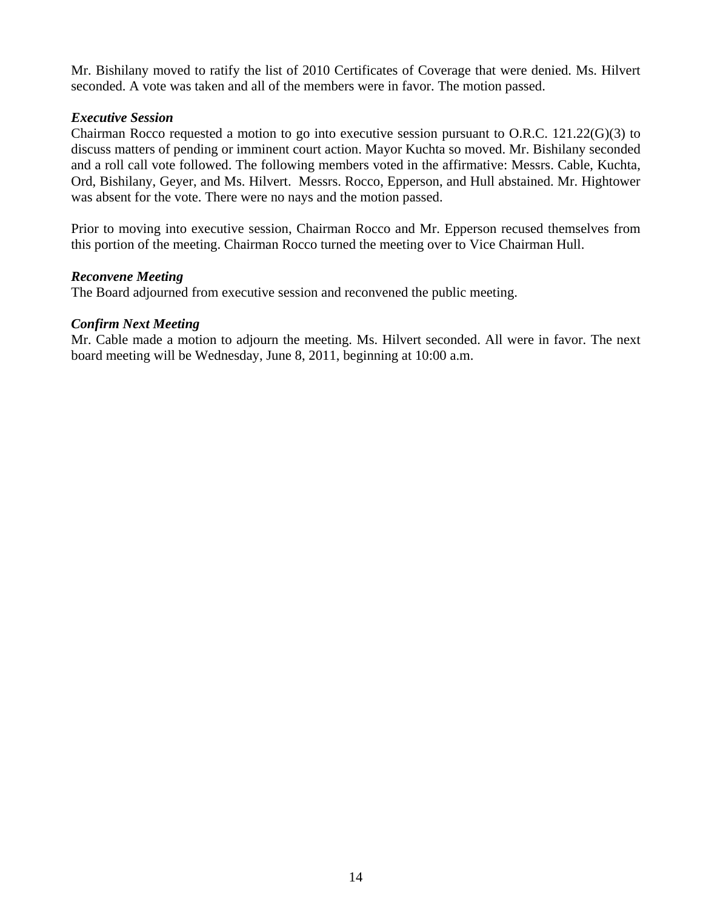Mr. Bishilany moved to ratify the list of 2010 Certificates of Coverage that were denied. Ms. Hilvert seconded. A vote was taken and all of the members were in favor. The motion passed.

***Executive Session***
Chairman Rocco requested a motion to go into executive session pursuant to O.R.C. 121.22(G)(3) to discuss matters of pending or imminent court action. Mayor Kuchta so moved. Mr. Bishilany seconded and a roll call vote followed. The following members voted in the affirmative: Messrs. Cable, Kuchta, Ord, Bishilany, Geyer, and Ms. Hilvert. Messrs. Rocco, Epperson, and Hull abstained. Mr. Hightower was absent for the vote. There were no nays and the motion passed.

Prior to moving into executive session, Chairman Rocco and Mr. Epperson recused themselves from this portion of the meeting. Chairman Rocco turned the meeting over to Vice Chairman Hull.

***Reconvene Meeting***
The Board adjourned from executive session and reconvened the public meeting.

***Confirm Next Meeting***
Mr. Cable made a motion to adjourn the meeting. Ms. Hilvert seconded. All were in favor. The next board meeting will be Wednesday, June 8, 2011, beginning at 10:00 a.m.